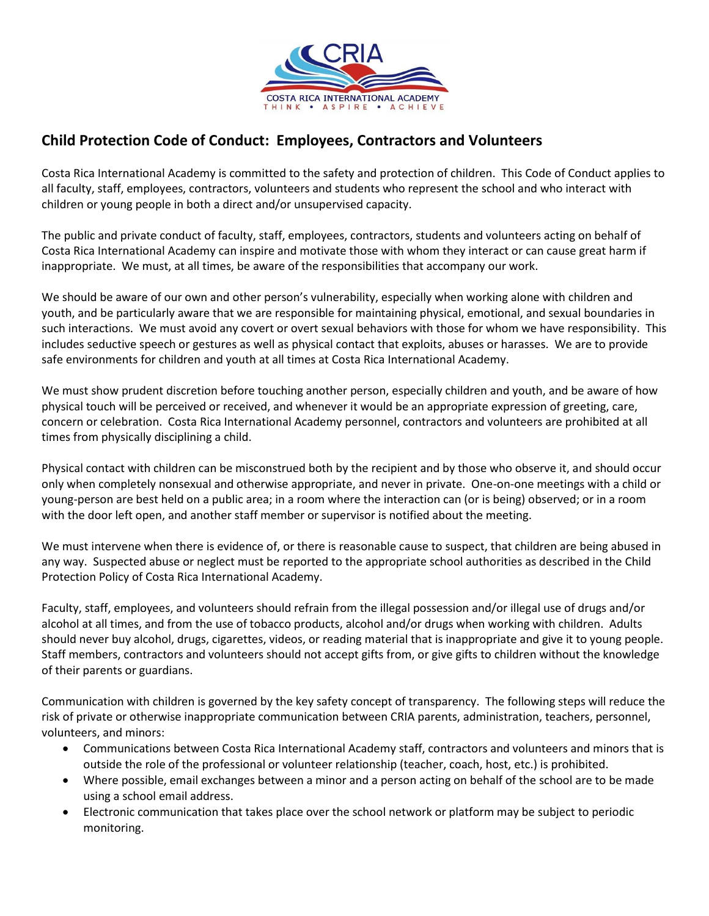CRIA

COSTA RICA INTERNATIONAL ACADEMY

THINK • ASPIRE • ACHIEVE

## Child Protection Code of Conduct: Employees, Contractors and Volunteers

Costa Rica International Academy is committed to the safety and protection of children. This Code of Conduct applies to all faculty, staff, employees, contractors, volunteers and students who represent the school and who interact with children or young people in both a direct and/or unsupervised capacity.

The public and private conduct of faculty, staff, employees, contractors, students and volunteers acting on behalf of Costa Rica International Academy can inspire and motivate those with whom they interact or can cause great harm if inappropriate. We must, at all times, be aware of the responsibilities that accompany our work.

We should be aware of our own and other person's vulnerability, especially when working alone with children and youth, and be particularly aware that we are responsible for maintaining physical, emotional, and sexual boundaries in such interactions. We must avoid any covert or overt sexual behaviors with those for whom we have responsibility. This includes seductive speech or gestures as well as physical contact that exploits, abuses or harasses. We are to provide safe environments for children and youth at all times at Costa Rica International Academy.

We must show prudent discretion before touching another person, especially children and youth, and be aware of how physical touch will be perceived or received, and whenever it would be an appropriate expression of greeting, care, concern or celebration. Costa Rica International Academy personnel, contractors and volunteers are prohibited at all times from physically disciplining a child.

Physical contact with children can be misconstrued both by the recipient and by those who observe it, and should occur only when completely nonsexual and otherwise appropriate, and never in private. One-on-one meetings with a child or young-person are best held on a public area; in a room where the interaction can (or is being) observed; or in a room with the door left open, and another staff member or supervisor is notified about the meeting.

We must intervene when there is evidence of, or there is reasonable cause to suspect, that children are being abused in any way. Suspected abuse or neglect must be reported to the appropriate school authorities as described in the Child Protection Policy of Costa Rica International Academy.

Faculty, staff, employees, and volunteers should refrain from the illegal possession and/or illegal use of drugs and/or alcohol at all times, and from the use of tobacco products, alcohol and/or drugs when working with children. Adults should never buy alcohol, drugs, cigarettes, videos, or reading material that is inappropriate and give it to young people. Staff members, contractors and volunteers should not accept gifts from, or give gifts to children without the knowledge of their parents or guardians.

Communication with children is governed by the key safety concept of transparency. The following steps will reduce the risk of private or otherwise inappropriate communication between CRIA parents, administration, teachers, personnel, volunteers, and minors:

- Communications between Costa Rica International Academy staff, contractors and volunteers and minors that is outside the role of the professional or volunteer relationship (teacher, coach, host, etc.) is prohibited.
- Where possible, email exchanges between a minor and a person acting on behalf of the school are to be made using a school email address.
- Electronic communication that takes place over the school network or platform may be subject to periodic monitoring.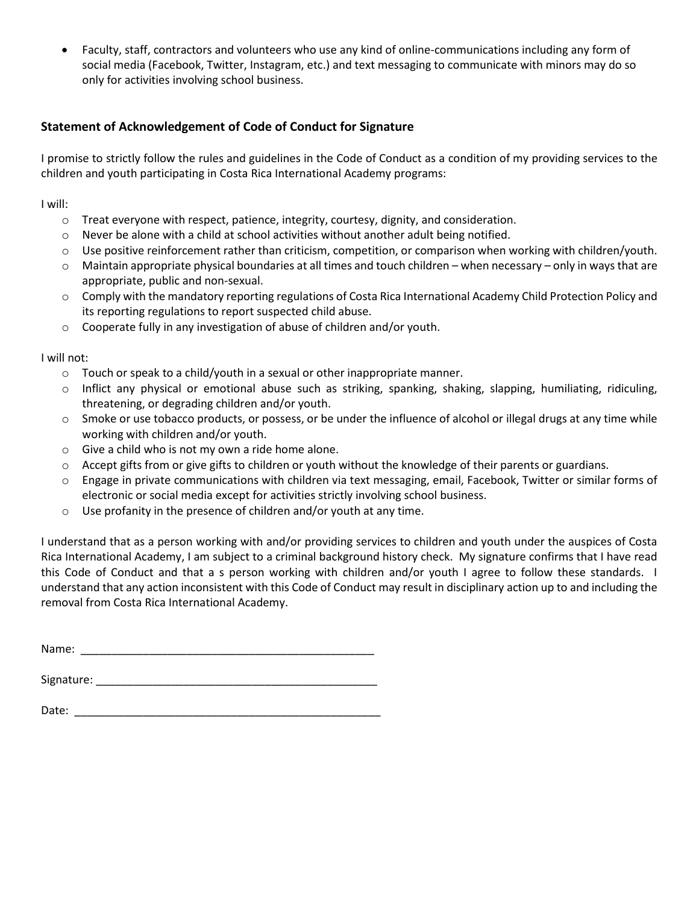- Faculty, staff, contractors and volunteers who use any kind of online-communications including any form of social media (Facebook, Twitter, Instagram, etc.) and text messaging to communicate with minors may do so only for activities involving school business.

### Statement of Acknowledgement of Code of Conduct for Signature

I promise to strictly follow the rules and guidelines in the Code of Conduct as a condition of my providing services to the children and youth participating in Costa Rica International Academy programs:

I will:

- Treat everyone with respect, patience, integrity, courtesy, dignity, and consideration.
- Never be alone with a child at school activities without another adult being notified.
- Use positive reinforcement rather than criticism, competition, or comparison when working with children/youth.
- Maintain appropriate physical boundaries at all times and touch children – when necessary – only in ways that are appropriate, public and non-sexual.
- Comply with the mandatory reporting regulations of Costa Rica International Academy Child Protection Policy and its reporting regulations to report suspected child abuse.
- Cooperate fully in any investigation of abuse of children and/or youth.

I will not:

- Touch or speak to a child/youth in a sexual or other inappropriate manner.
- Inflict any physical or emotional abuse such as striking, spanking, shaking, slapping, humiliating, ridiculing, threatening, or degrading children and/or youth.
- Smoke or use tobacco products, or possess, or be under the influence of alcohol or illegal drugs at any time while working with children and/or youth.
- Give a child who is not my own a ride home alone.
- Accept gifts from or give gifts to children or youth without the knowledge of their parents or guardians.
- Engage in private communications with children via text messaging, email, Facebook, Twitter or similar forms of electronic or social media except for activities strictly involving school business.
- Use profanity in the presence of children and/or youth at any time.

I understand that as a person working with and/or providing services to children and youth under the auspices of Costa Rica International Academy, I am subject to a criminal background history check. My signature confirms that I have read this Code of Conduct and that a s person working with children and/or youth I agree to follow these standards. I understand that any action inconsistent with this Code of Conduct may result in disciplinary action up to and including the removal from Costa Rica International Academy.

Name: _________________________________________________

Signature: _______________________________________________

Date: ___________________________________________________